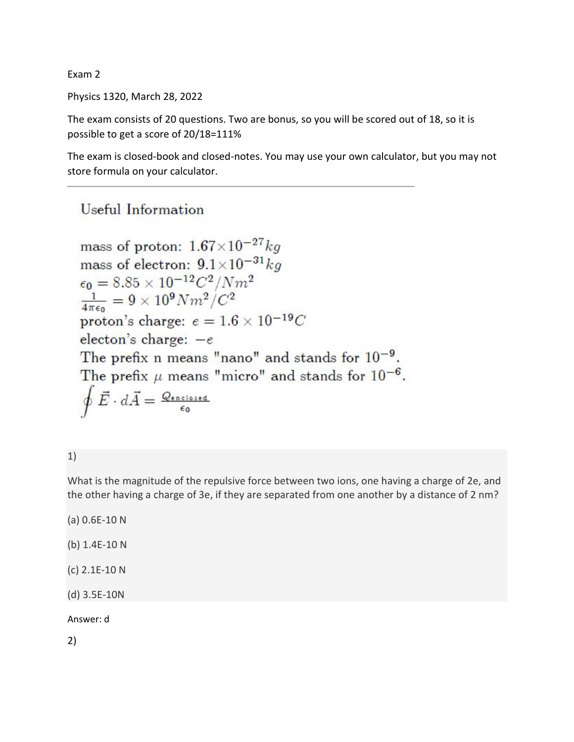Exam 2

Physics 1320, March 28, 2022

The exam consists of 20 questions. Two are bonus, so you will be scored out of 18, so it is possible to get a score of 20/18=111%

The exam is closed-book and closed-notes. You may use your own calculator, but you may not store formula on your calculator.

---

## Useful Information

mass of proton: $1.67 \times 10^{-27} kg$

mass of electron: $9.1 \times 10^{-31} kg$

$\epsilon_0 = 8.85 \times 10^{-12} C^2/Nm^2$

$\frac{1}{4\pi\epsilon_0} = 9 \times 10^9 Nm^2/C^2$

proton's charge: $e = 1.6 \times 10^{-19} C$

electon's charge: $-e$

The prefix n means "nano" and stands for $10^{-9}$.

The prefix $\mu$ means "micro" and stands for $10^{-6}$.

$$\oint \vec{E} \cdot d\vec{A} = \frac{Q_{enclosed}}{\epsilon_0}$$

1)

What is the magnitude of the repulsive force between two ions, one having a charge of 2e, and the other having a charge of 3e, if they are separated from one another by a distance of 2 nm?

(a) 0.6E-10 N

(b) 1.4E-10 N

(c) 2.1E-10 N

(d) 3.5E-10N

Answer: d

2)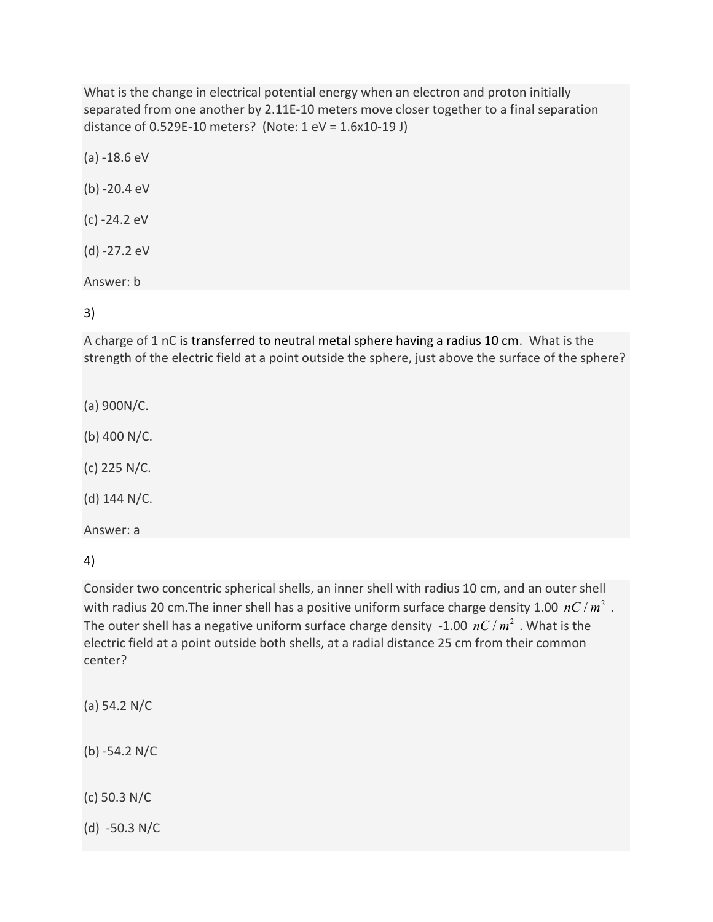What is the change in electrical potential energy when an electron and proton initially separated from one another by 2.11E-10 meters move closer together to a final separation distance of 0.529E-10 meters? (Note: 1 eV = 1.6x10-19 J)

(a) -18.6 eV

(b) -20.4 eV

(c) -24.2 eV

(d) -27.2 eV

Answer: b

3)

A charge of 1 nC is transferred to neutral metal sphere having a radius 10 cm. What is the strength of the electric field at a point outside the sphere, just above the surface of the sphere?

(a) 900N/C.

(b) 400 N/C.

(c) 225 N/C.

(d) 144 N/C.

Answer: a

4)

Consider two concentric spherical shells, an inner shell with radius 10 cm, and an outer shell with radius 20 cm.The inner shell has a positive uniform surface charge density 1.00 $nC/m^2$ . The outer shell has a negative uniform surface charge density -1.00 $nC/m^2$ . What is the electric field at a point outside both shells, at a radial distance 25 cm from their common center?

(a) 54.2 N/C

(b) -54.2 N/C

(c) 50.3 N/C

(d) -50.3 N/C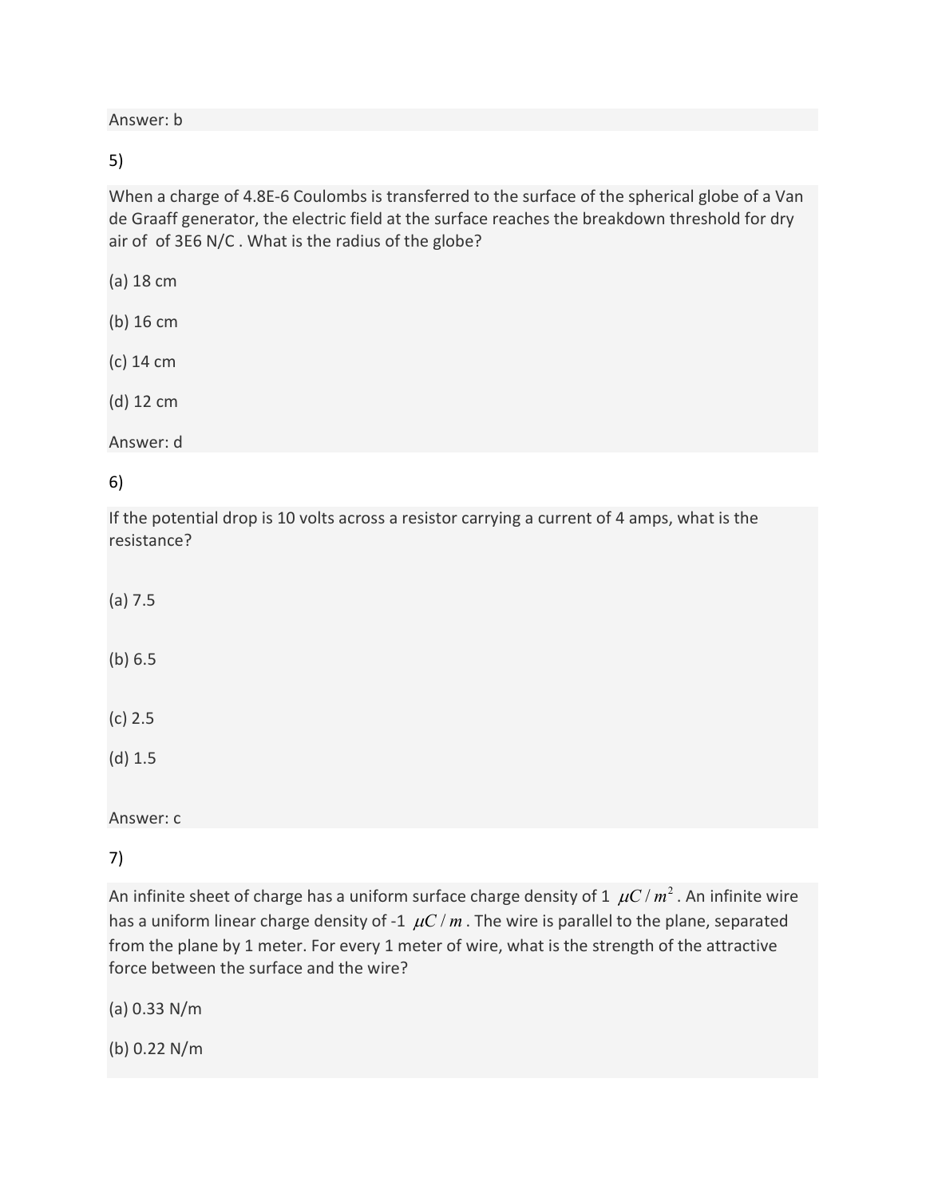Answer: b

5)

When a charge of 4.8E-6 Coulombs is transferred to the surface of the spherical globe of a Van de Graaff generator, the electric field at the surface reaches the breakdown threshold for dry air of of 3E6 N/C . What is the radius of the globe?

(a) 18 cm

(b) 16 cm

(c) 14 cm

(d) 12 cm

Answer: d

6)

If the potential drop is 10 volts across a resistor carrying a current of 4 amps, what is the resistance?

(a) 7.5

(b) 6.5

(c) 2.5

(d) 1.5

Answer: c

7)

An infinite sheet of charge has a uniform surface charge density of 1 $\mu C/m^2$. An infinite wire has a uniform linear charge density of -1 $\mu C/m$. The wire is parallel to the plane, separated from the plane by 1 meter. For every 1 meter of wire, what is the strength of the attractive force between the surface and the wire?

(a) 0.33 N/m

(b) 0.22 N/m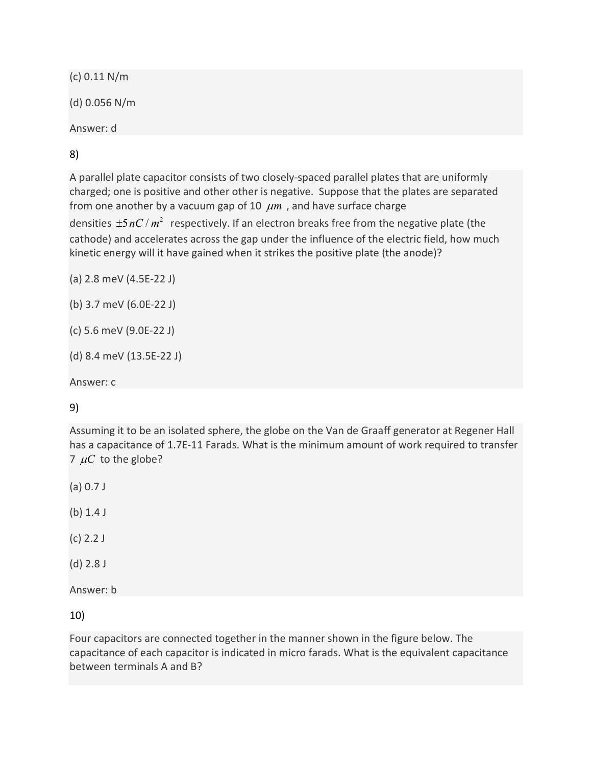(c) 0.11 N/m

(d) 0.056 N/m

Answer: d

8)

A parallel plate capacitor consists of two closely-spaced parallel plates that are uniformly charged; one is positive and other other is negative. Suppose that the plates are separated from one another by a vacuum gap of 10 $\mu m$ , and have surface charge densities $\pm 5\, nC/m^2$ respectively. If an electron breaks free from the negative plate (the cathode) and accelerates across the gap under the influence of the electric field, how much kinetic energy will it have gained when it strikes the positive plate (the anode)?

(a) 2.8 meV (4.5E-22 J)

(b) 3.7 meV (6.0E-22 J)

(c) 5.6 meV (9.0E-22 J)

(d) 8.4 meV (13.5E-22 J)

Answer: c

9)

Assuming it to be an isolated sphere, the globe on the Van de Graaff generator at Regener Hall has a capacitance of 1.7E-11 Farads. What is the minimum amount of work required to transfer 7 $\mu C$ to the globe?

(a) 0.7 J

(b) 1.4 J

(c) 2.2 J

(d) 2.8 J

Answer: b

10)

Four capacitors are connected together in the manner shown in the figure below. The capacitance of each capacitor is indicated in micro farads. What is the equivalent capacitance between terminals A and B?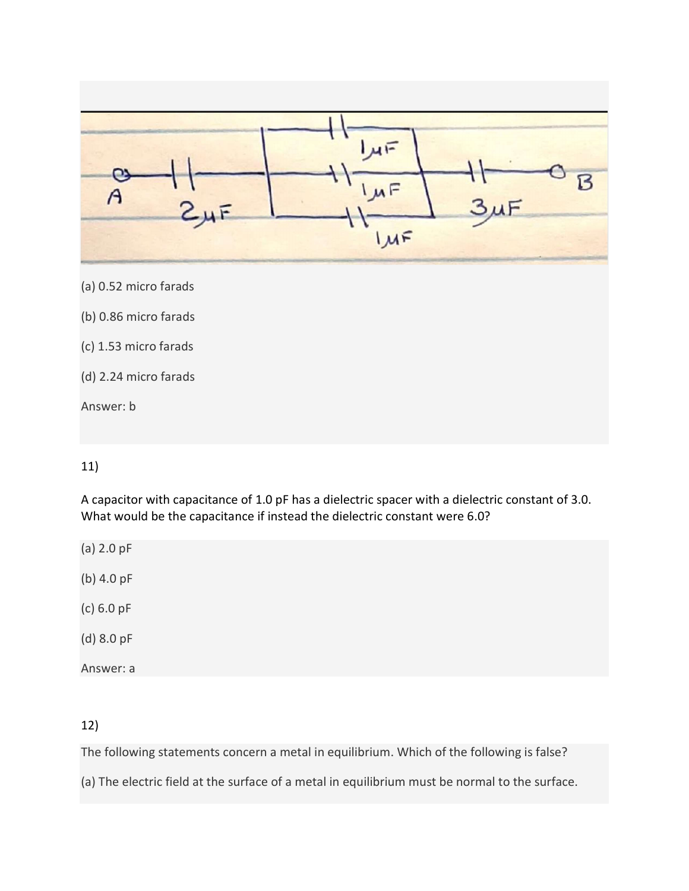(a) 0.52 micro farads

(b) 0.86 micro farads

(c) 1.53 micro farads

(d) 2.24 micro farads

Answer: b

11)

A capacitor with capacitance of 1.0 pF has a dielectric spacer with a dielectric constant of 3.0. What would be the capacitance if instead the dielectric constant were 6.0?

(a) 2.0 pF

(b) 4.0 pF

(c) 6.0 pF

(d) 8.0 pF

Answer: a

12)

The following statements concern a metal in equilibrium. Which of the following is false?

(a) The electric field at the surface of a metal in equilibrium must be normal to the surface.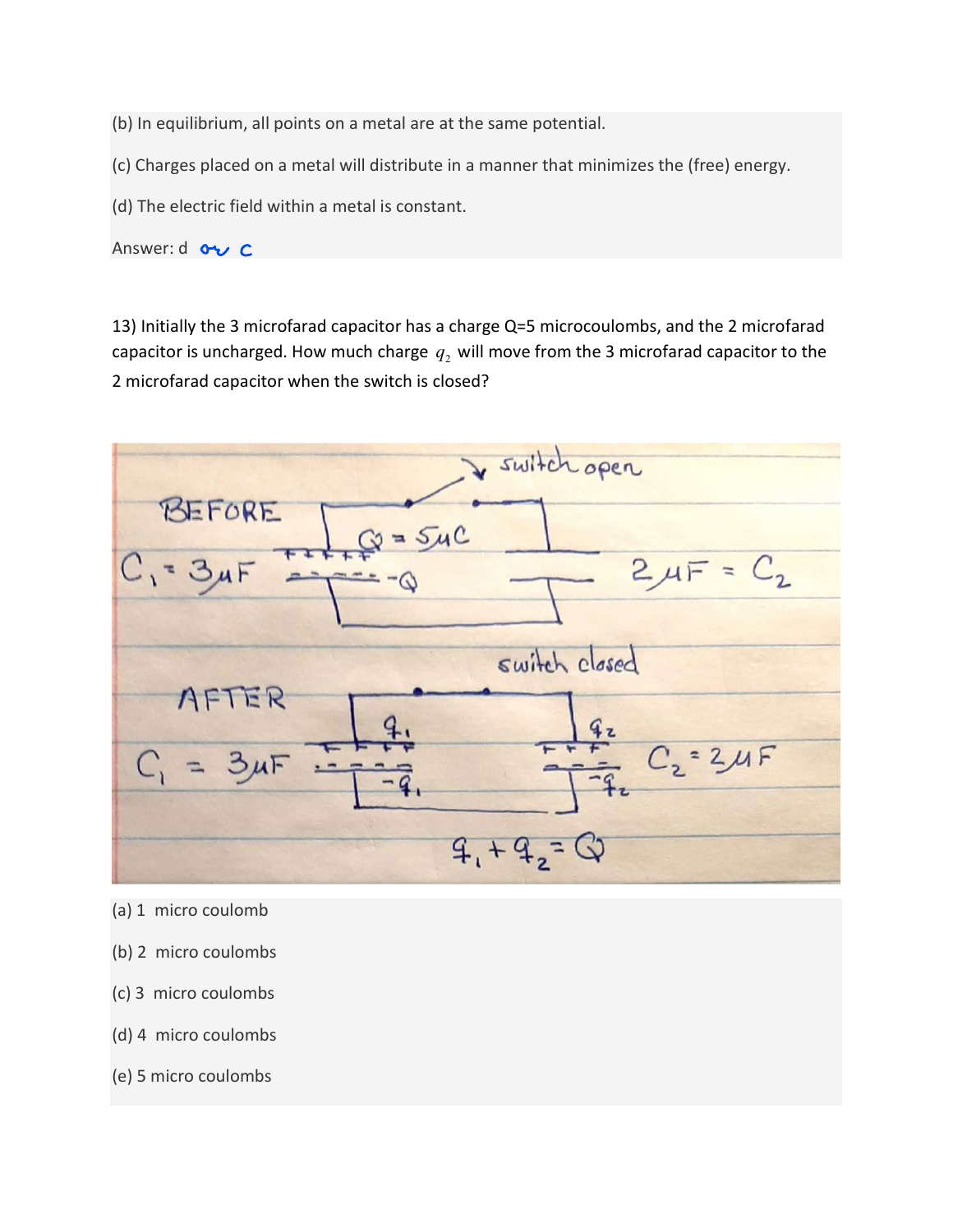(b) In equilibrium, all points on a metal are at the same potential.

(c) Charges placed on a metal will distribute in a manner that minimizes the (free) energy.

(d) The electric field within a metal is constant.

Answer: d or c

13) Initially the 3 microfarad capacitor has a charge Q=5 microcoulombs, and the 2 microfarad capacitor is uncharged. How much charge $q_2$ will move from the 3 microfarad capacitor to the 2 microfarad capacitor when the switch is closed?

(a) 1 micro coulomb

(b) 2 micro coulombs

(c) 3 micro coulombs

(d) 4 micro coulombs

(e) 5 micro coulombs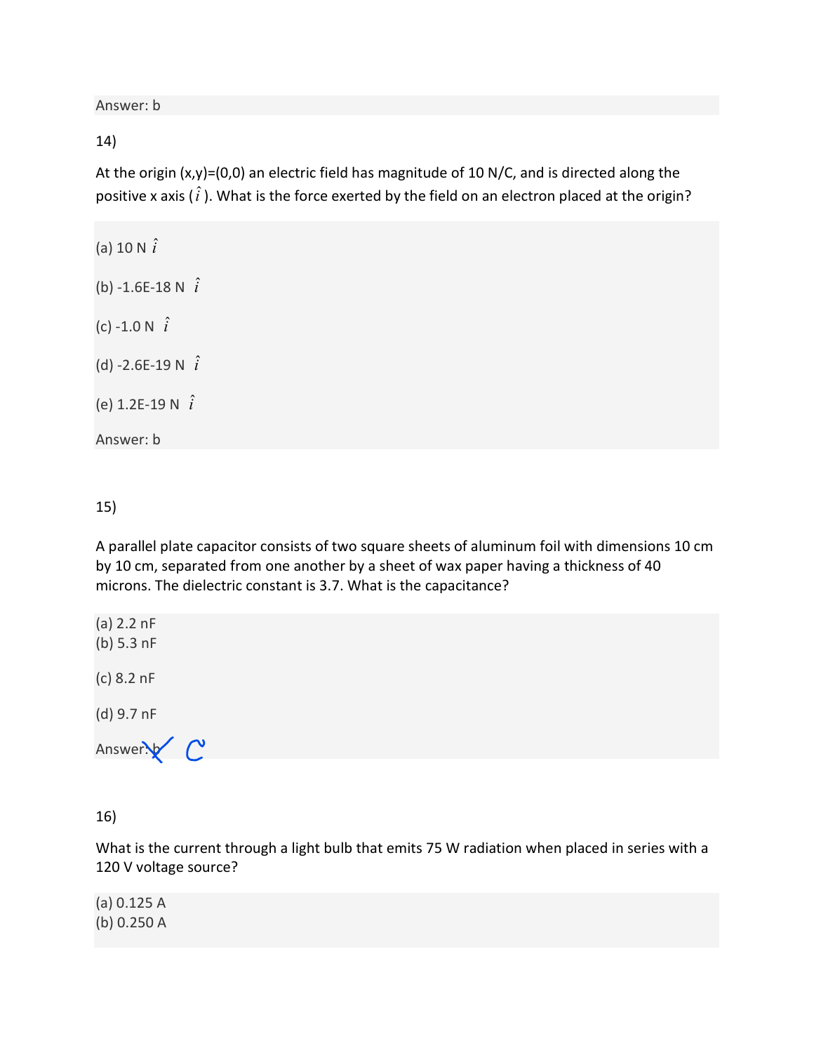Answer: b

14)

At the origin (x,y)=(0,0) an electric field has magnitude of 10 N/C, and is directed along the positive x axis ($\hat{i}$). What is the force exerted by the field on an electron placed at the origin?

(a) 10 N $\hat{i}$

(b) -1.6E-18 N $\hat{i}$

(c) -1.0 N $\hat{i}$

(d) -2.6E-19 N $\hat{i}$

(e) 1.2E-19 N $\hat{i}$

Answer: b

15)

A parallel plate capacitor consists of two square sheets of aluminum foil with dimensions 10 cm by 10 cm, separated from one another by a sheet of wax paper having a thickness of 40 microns. The dielectric constant is 3.7. What is the capacitance?

(a) 2.2 nF
(b) 5.3 nF

(c) 8.2 nF

(d) 9.7 nF

Answer: ~~b~~ C

16)

What is the current through a light bulb that emits 75 W radiation when placed in series with a 120 V voltage source?

(a) 0.125 A
(b) 0.250 A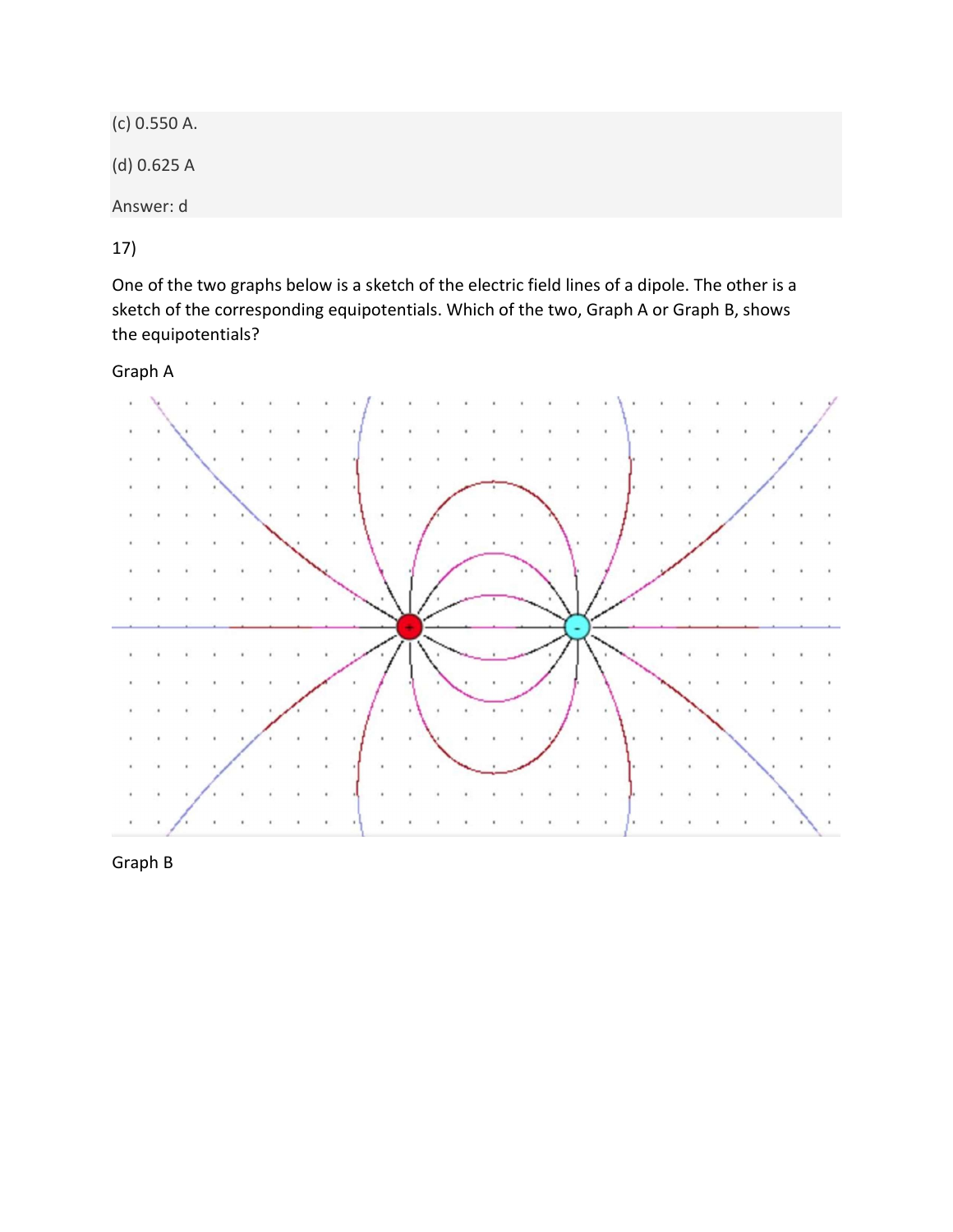(c) 0.550 A.

(d) 0.625 A

Answer: d

17)

One of the two graphs below is a sketch of the electric field lines of a dipole. The other is a sketch of the corresponding equipotentials. Which of the two, Graph A or Graph B, shows the equipotentials?

Graph A

Graph B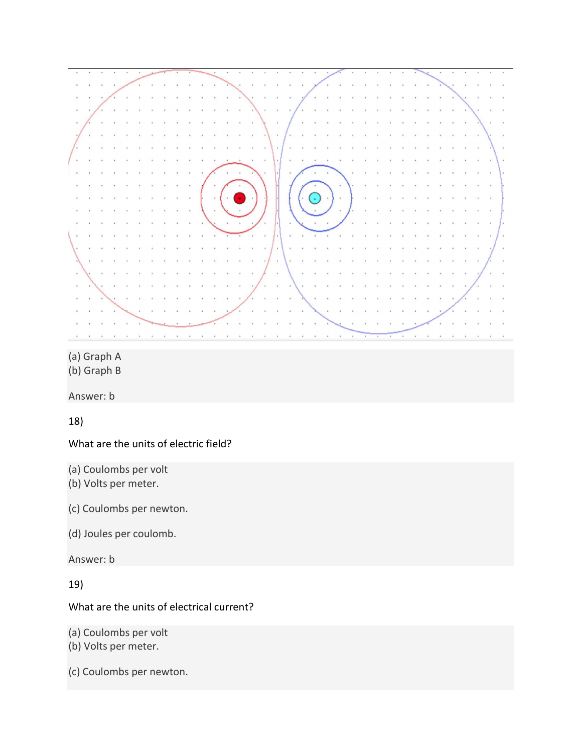(a) Graph A
(b) Graph B

Answer: b

18)

What are the units of electric field?

(a) Coulombs per volt
(b) Volts per meter.

(c) Coulombs per newton.

(d) Joules per coulomb.

Answer: b

19)

What are the units of electrical current?

(a) Coulombs per volt
(b) Volts per meter.

(c) Coulombs per newton.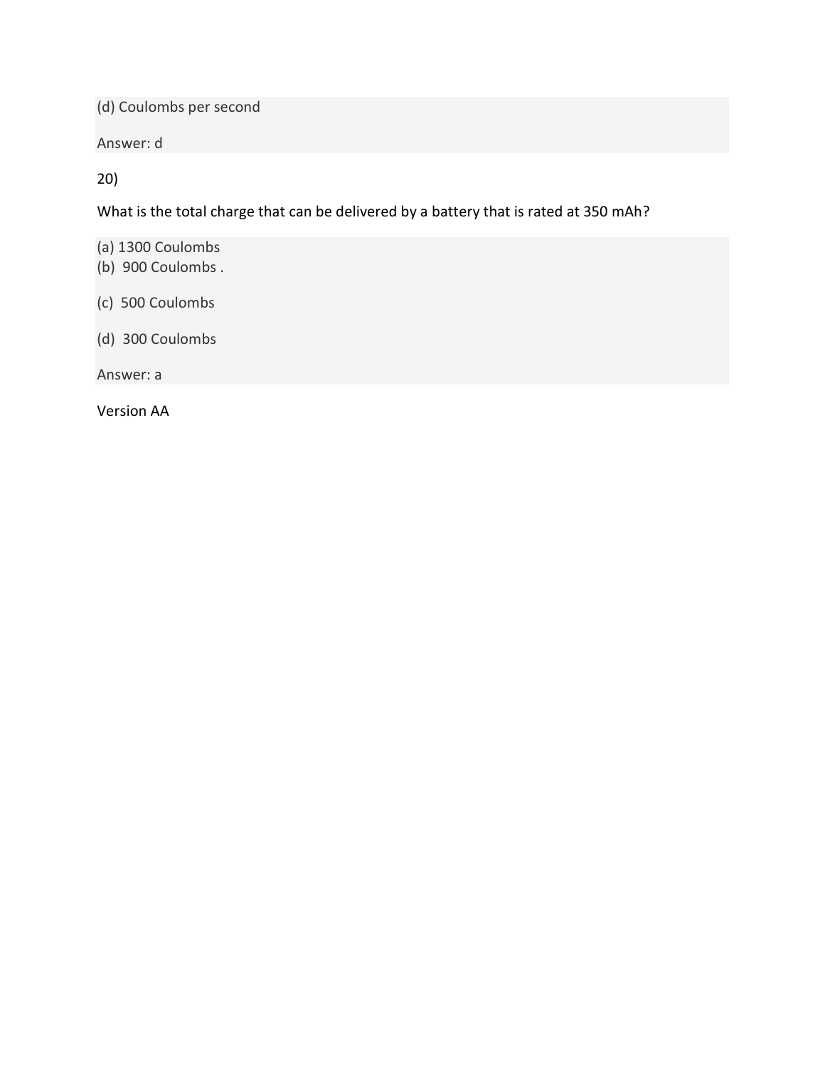(d) Coulombs per second

Answer: d

20)

What is the total charge that can be delivered by a battery that is rated at 350 mAh?

(a) 1300 Coulombs
(b) 900 Coulombs .

(c) 500 Coulombs

(d) 300 Coulombs

Answer: a

Version AA